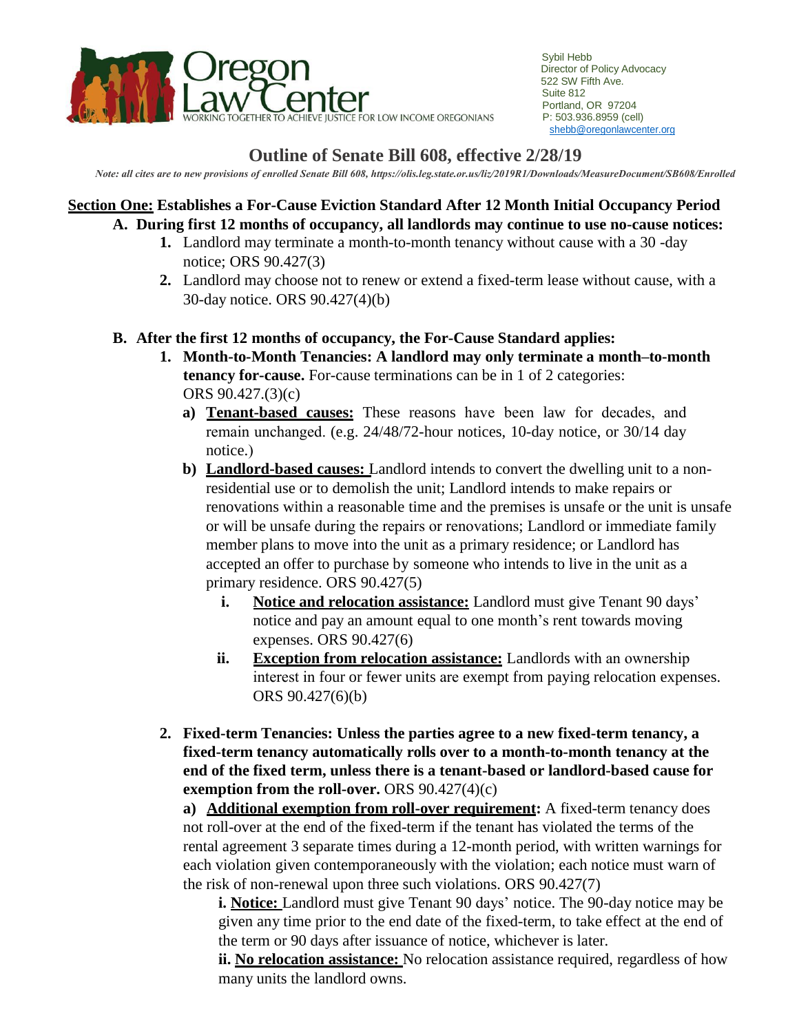Oregon Law Center
WORKING TOGETHER TO ACHIEVE JUSTICE FOR LOW INCOME OREGONIANS

Sybil Hebb
Director of Policy Advocacy
522 SW Fifth Ave.
Suite 812
Portland, OR 97204
P: 503.936.8959 (cell)
shebb@oregonlawcenter.org

# Outline of Senate Bill 608, effective 2/28/19

***Note: all cites are to new provisions of enrolled Senate Bill 608, https://olis.leg.state.or.us/liz/2019R1/Downloads/MeasureDocument/SB608/Enrolled***

## Section One: Establishes a For-Cause Eviction Standard After 12 Month Initial Occupancy Period

**A. During first 12 months of occupancy, all landlords may continue to use no-cause notices:**

1. Landlord may terminate a month-to-month tenancy without cause with a 30 -day notice; ORS 90.427(3)
2. Landlord may choose not to renew or extend a fixed-term lease without cause, with a 30-day notice. ORS 90.427(4)(b)

**B. After the first 12 months of occupancy, the For-Cause Standard applies:**

1. **Month-to-Month Tenancies: A landlord may only terminate a month–to-month tenancy for-cause.** For-cause terminations can be in 1 of 2 categories: ORS 90.427.(3)(c)
   - **a) Tenant-based causes:** These reasons have been law for decades, and remain unchanged. (e.g. 24/48/72-hour notices, 10-day notice, or 30/14 day notice.)
   - **b) Landlord-based causes:** Landlord intends to convert the dwelling unit to a non-residential use or to demolish the unit; Landlord intends to make repairs or renovations within a reasonable time and the premises is unsafe or the unit is unsafe or will be unsafe during the repairs or renovations; Landlord or immediate family member plans to move into the unit as a primary residence; or Landlord has accepted an offer to purchase by someone who intends to live in the unit as a primary residence. ORS 90.427(5)
     - **i. Notice and relocation assistance:** Landlord must give Tenant 90 days' notice and pay an amount equal to one month's rent towards moving expenses. ORS 90.427(6)
     - **ii. Exception from relocation assistance:** Landlords with an ownership interest in four or fewer units are exempt from paying relocation expenses. ORS 90.427(6)(b)

2. **Fixed-term Tenancies: Unless the parties agree to a new fixed-term tenancy, a fixed-term tenancy automatically rolls over to a month-to-month tenancy at the end of the fixed term, unless there is a tenant-based or landlord-based cause for exemption from the roll-over.** ORS 90.427(4)(c)

   **a) Additional exemption from roll-over requirement:** A fixed-term tenancy does not roll-over at the end of the fixed-term if the tenant has violated the terms of the rental agreement 3 separate times during a 12-month period, with written warnings for each violation given contemporaneously with the violation; each notice must warn of the risk of non-renewal upon three such violations. ORS 90.427(7)

   **i. Notice:** Landlord must give Tenant 90 days' notice. The 90-day notice may be given any time prior to the end date of the fixed-term, to take effect at the end of the term or 90 days after issuance of notice, whichever is later.

   **ii. No relocation assistance:** No relocation assistance required, regardless of how many units the landlord owns.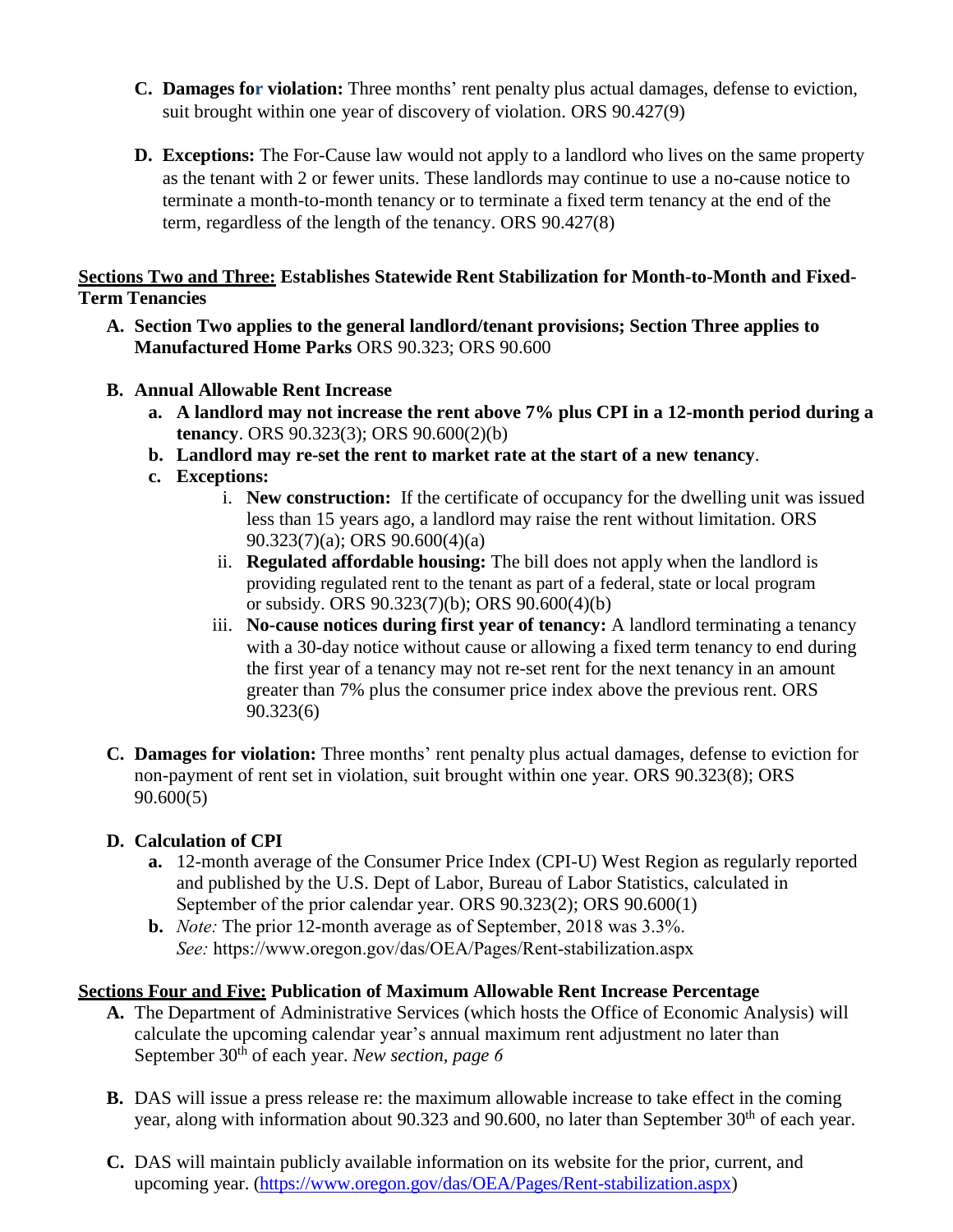C. **Damages for violation:** Three months' rent penalty plus actual damages, defense to eviction, suit brought within one year of discovery of violation. ORS 90.427(9)

D. **Exceptions:** The For-Cause law would not apply to a landlord who lives on the same property as the tenant with 2 or fewer units. These landlords may continue to use a no-cause notice to terminate a month-to-month tenancy or to terminate a fixed term tenancy at the end of the term, regardless of the length of the tenancy. ORS 90.427(8)

**<u>Sections Two and Three:</u> Establishes Statewide Rent Stabilization for Month-to-Month and Fixed-Term Tenancies**

A. **Section Two applies to the general landlord/tenant provisions; Section Three applies to Manufactured Home Parks** ORS 90.323; ORS 90.600

B. **Annual Allowable Rent Increase**
   a. **A landlord may not increase the rent above 7% plus CPI in a 12-month period during a tenancy**. ORS 90.323(3); ORS 90.600(2)(b)
   b. **Landlord may re-set the rent to market rate at the start of a new tenancy**.
   c. **Exceptions:**
      i. **New construction:** If the certificate of occupancy for the dwelling unit was issued less than 15 years ago, a landlord may raise the rent without limitation. ORS 90.323(7)(a); ORS 90.600(4)(a)
      ii. **Regulated affordable housing:** The bill does not apply when the landlord is providing regulated rent to the tenant as part of a federal, state or local program or subsidy. ORS 90.323(7)(b); ORS 90.600(4)(b)
      iii. **No-cause notices during first year of tenancy:** A landlord terminating a tenancy with a 30-day notice without cause or allowing a fixed term tenancy to end during the first year of a tenancy may not re-set rent for the next tenancy in an amount greater than 7% plus the consumer price index above the previous rent. ORS 90.323(6)

C. **Damages for violation:** Three months' rent penalty plus actual damages, defense to eviction for non-payment of rent set in violation, suit brought within one year. ORS 90.323(8); ORS 90.600(5)

D. **Calculation of CPI**
   a. 12-month average of the Consumer Price Index (CPI-U) West Region as regularly reported and published by the U.S. Dept of Labor, Bureau of Labor Statistics, calculated in September of the prior calendar year. ORS 90.323(2); ORS 90.600(1)
   b. *Note:* The prior 12-month average as of September, 2018 was 3.3%. *See:* https://www.oregon.gov/das/OEA/Pages/Rent-stabilization.aspx

**<u>Sections Four and Five:</u> Publication of Maximum Allowable Rent Increase Percentage**

A. The Department of Administrative Services (which hosts the Office of Economic Analysis) will calculate the upcoming calendar year's annual maximum rent adjustment no later than September 30th of each year. *New section, page 6*

B. DAS will issue a press release re: the maximum allowable increase to take effect in the coming year, along with information about 90.323 and 90.600, no later than September 30th of each year.

C. DAS will maintain publicly available information on its website for the prior, current, and upcoming year. (https://www.oregon.gov/das/OEA/Pages/Rent-stabilization.aspx)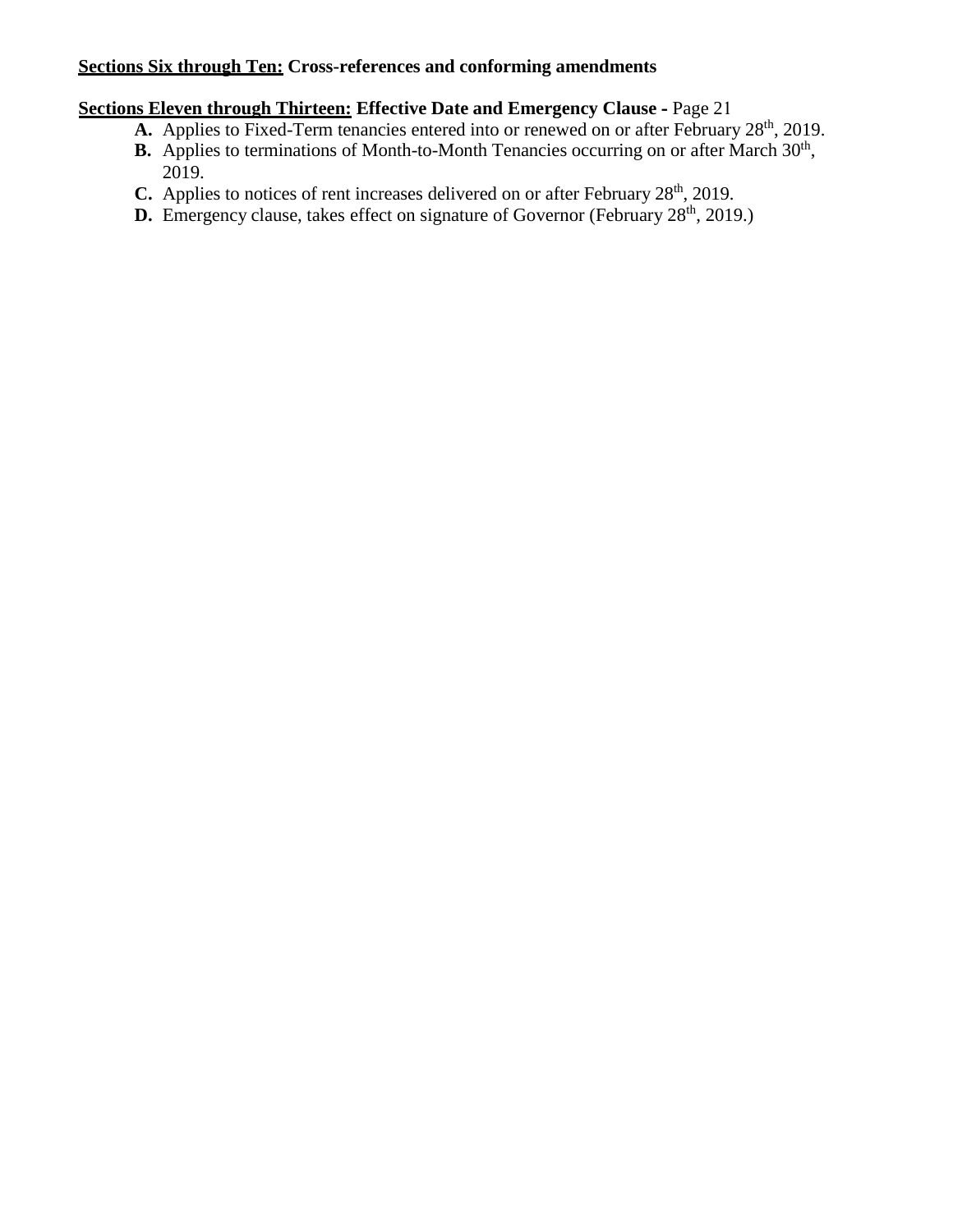**Sections Six through Ten: Cross-references and conforming amendments**

**Sections Eleven through Thirteen: Effective Date and Emergency Clause -** Page 21

- **A.** Applies to Fixed-Term tenancies entered into or renewed on or after February 28th, 2019.
- **B.** Applies to terminations of Month-to-Month Tenancies occurring on or after March 30th, 2019.
- **C.** Applies to notices of rent increases delivered on or after February 28th, 2019.
- **D.** Emergency clause, takes effect on signature of Governor (February 28th, 2019.)